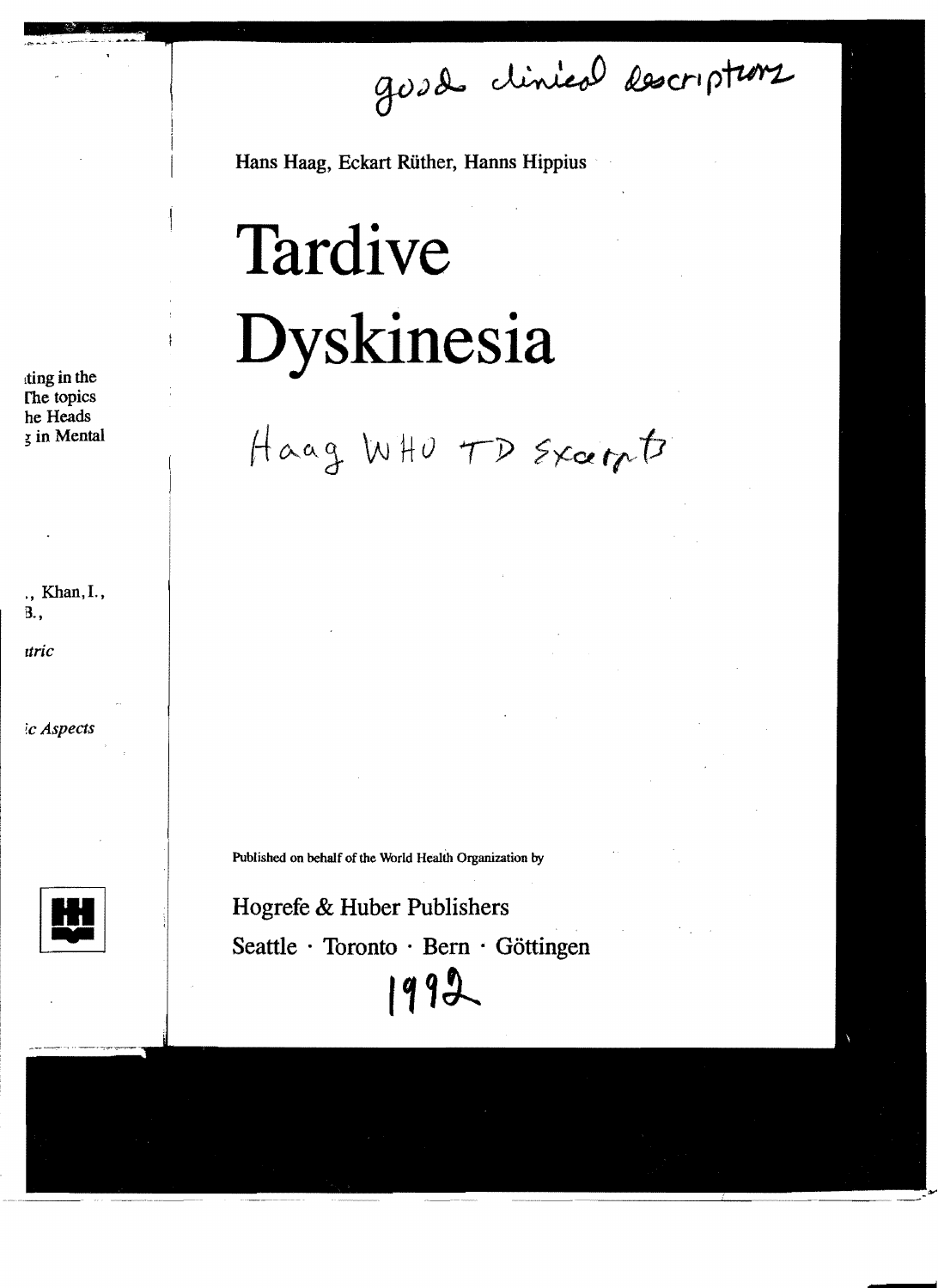good clinical descriptions

Hans Haag, Eckart Rüther, Hanns Hippius

# Tardive Dyskinesia

Haag WHO TD Excerpts

Published on behalf of the World Health Organization by

Hogrefe & Huber Publishers

Seattle · Toronto · Bern · Göttingen

1992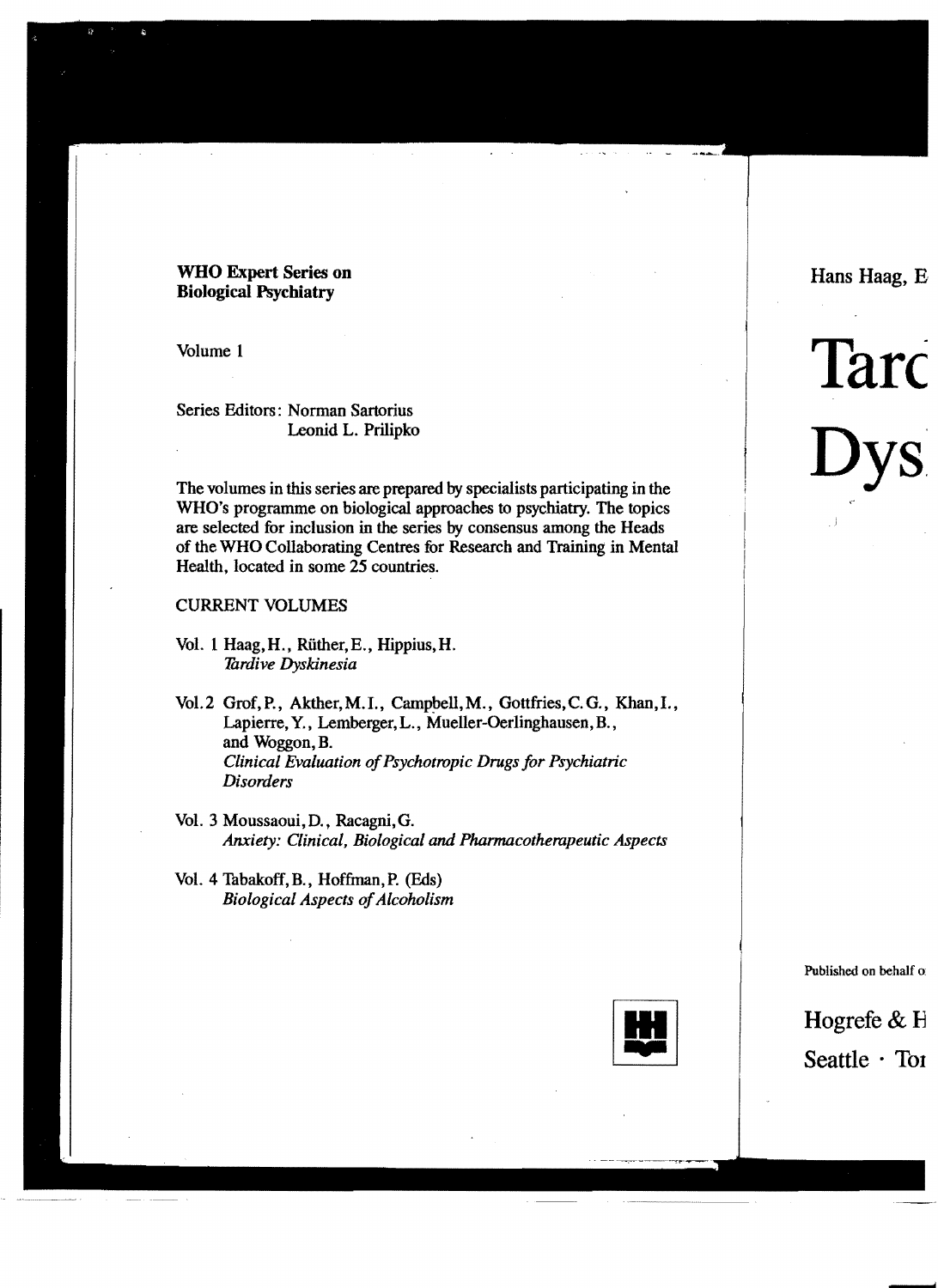**WHO Expert Series on Biological Psychiatry**

Volume 1

Series Editors: Norman Sartorius
Leonid L. Prilipko

The volumes in this series are prepared by specialists participating in the WHO's programme on biological approaches to psychiatry. The topics are selected for inclusion in the series by consensus among the Heads of the WHO Collaborating Centres for Research and Training in Mental Health, located in some 25 countries.

CURRENT VOLUMES

Vol. 1 Haag, H., Rüther, E., Hippius, H.
*Tardive Dyskinesia*

Vol. 2 Grof, P., Akther, M. I., Campbell, M., Gottfries, C. G., Khan, I., Lapierre, Y., Lemberger, L., Mueller-Oerlinghausen, B., and Woggon, B.
*Clinical Evaluation of Psychotropic Drugs for Psychiatric Disorders*

Vol. 3 Moussaoui, D., Racagni, G.
*Anxiety: Clinical, Biological and Pharmacotherapeutic Aspects*

Vol. 4 Tabakoff, B., Hoffman, P. (Eds)
*Biological Aspects of Alcoholism*

Hans Haag, E

# Tard
# Dys

Published on behalf o

Hogrefe & H
Seattle · Tor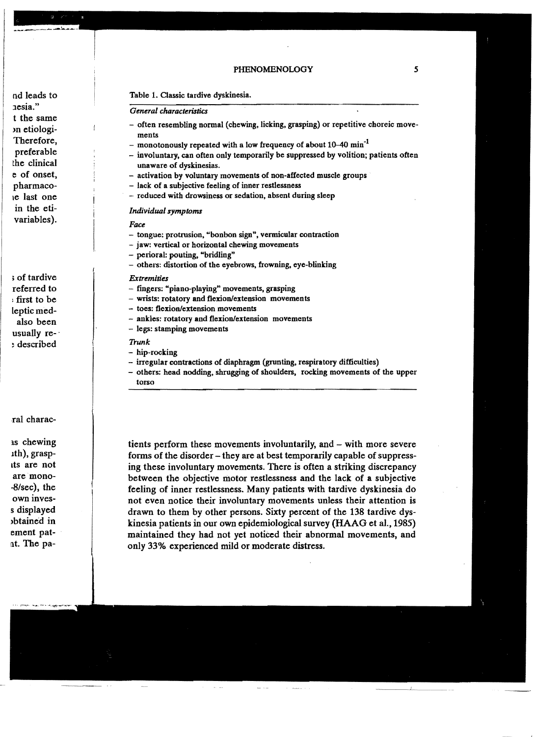Table 1. Classic tardive dyskinesia.

*General characteristics*

- often resembling normal (chewing, licking, grasping) or repetitive choreic movements
- monotonously repeated with a low frequency of about 10–40 $min^{-1}$
- involuntary, can often only temporarily be suppressed by volition; patients often unaware of dyskinesias.
- activation by voluntary movements of non-affected muscle groups
- lack of a subjective feeling of inner restlessness
- reduced with drowsiness or sedation, absent during sleep

*Individual symptoms*

*Face*

- tongue: protrusion, "bonbon sign", vermicular contraction
- jaw: vertical or horizontal chewing movements
- perioral: pouting, "bridling"
- others: distortion of the eyebrows, frowning, eye-blinking

*Extremities*

- fingers: "piano-playing" movements, grasping
- wrists: rotatory and flexion/extension movements
- toes: flexion/extension movements
- ankles: rotatory and flexion/extension movements
- legs: stamping movements

*Trunk*

- hip-rocking
- irregular contractions of diaphragm (grunting, respiratory difficulties)
- others: head nodding, shrugging of shoulders, rocking movements of the upper torso

tients perform these movements involuntarily, and – with more severe forms of the disorder – they are at best temporarily capable of suppressing these involuntary movements. There is often a striking discrepancy between the objective motor restlessness and the lack of a subjective feeling of inner restlessness. Many patients with tardive dyskinesia do not even notice their involuntary movements unless their attention is drawn to them by other persons. Sixty percent of the 138 tardive dyskinesia patients in our own epidemiological survey (HAAG et al., 1985) maintained they had not yet noticed their abnormal movements, and only 33% experienced mild or moderate distress.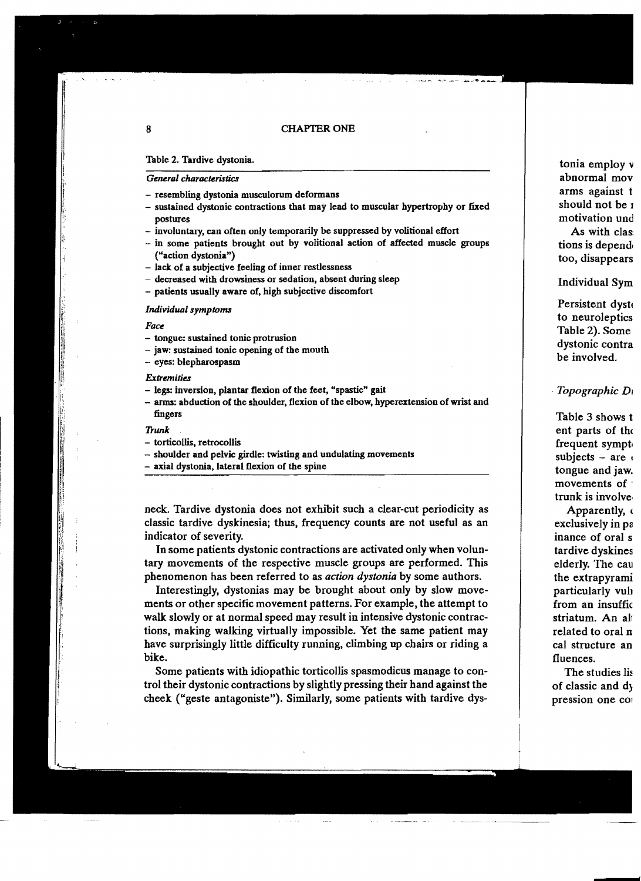Table 2. Tardive dystonia.

*General characteristics*

- resembling dystonia musculorum deformans
- sustained dystonic contractions that may lead to muscular hypertrophy or fixed postures
- involuntary, can often only temporarily be suppressed by volitional effort
- in some patients brought out by volitional action of affected muscle groups ("action dystonia")
- lack of a subjective feeling of inner restlessness
- decreased with drowsiness or sedation, absent during sleep
- patients usually aware of, high subjective discomfort

*Individual symptoms*

*Face*

- tongue: sustained tonic protrusion
- jaw: sustained tonic opening of the mouth
- eyes: blepharospasm

*Extremities*

- legs: inversion, plantar flexion of the feet, "spastic" gait
- arms: abduction of the shoulder, flexion of the elbow, hyperextension of wrist and fingers

*Trunk*

- torticollis, retrocollis
- shoulder and pelvic girdle: twisting and undulating movements
- axial dystonia, lateral flexion of the spine

---

neck. Tardive dystonia does not exhibit such a clear-cut periodicity as classic tardive dyskinesia; thus, frequency counts are not useful as an indicator of severity.

In some patients dystonic contractions are activated only when voluntary movements of the respective muscle groups are performed. This phenomenon has been referred to as *action dystonia* by some authors.

Interestingly, dystonias may be brought about only by slow movements or other specific movement patterns. For example, the attempt to walk slowly or at normal speed may result in intensive dystonic contractions, making walking virtually impossible. Yet the same patient may have surprisingly little difficulty running, climbing up chairs or riding a bike.

Some patients with idiopathic torticollis spasmodicus manage to control their dystonic contractions by slightly pressing their hand against the cheek ("geste antagoniste"). Similarly, some patients with tardive dys-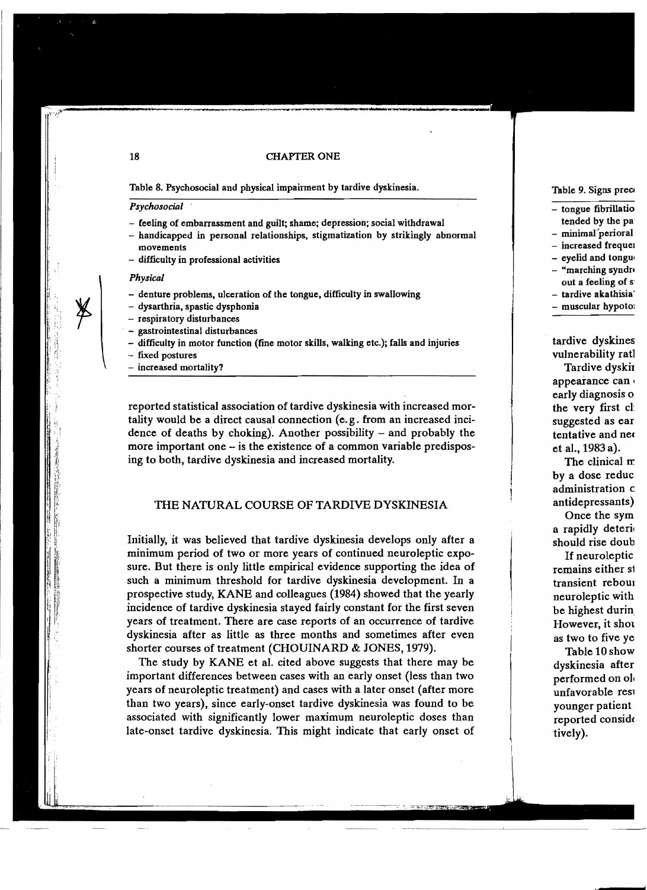Table 8. Psychosocial and physical impairment by tardive dyskinesia.

*Psychosocial*

- feeling of embarrassment and guilt; shame; depression; social withdrawal
- handicapped in personal relationships, stigmatization by strikingly abnormal movements
- difficulty in professional activities

*Physical*

- denture problems, ulceration of the tongue, difficulty in swallowing
- dysarthria, spastic dysphonia
- respiratory disturbances
- gastrointestinal disturbances
- difficulty in motor function (fine motor skills, walking etc.); falls and injuries
- fixed postures
- increased mortality?

reported statistical association of tardive dyskinesia with increased mortality would be a direct causal connection (e.g. from an increased incidence of deaths by choking). Another possibility – and probably the more important one – is the existence of a common variable predisposing to both, tardive dyskinesia and increased mortality.

## THE NATURAL COURSE OF TARDIVE DYSKINESIA

Initially, it was believed that tardive dyskinesia develops only after a minimum period of two or more years of continued neuroleptic exposure. But there is only little empirical evidence supporting the idea of such a minimum threshold for tardive dyskinesia development. In a prospective study, KANE and colleagues (1984) showed that the yearly incidence of tardive dyskinesia stayed fairly constant for the first seven years of treatment. There are case reports of an occurrence of tardive dyskinesia after as little as three months and sometimes after even shorter courses of treatment (CHOUINARD & JONES, 1979).

The study by KANE et al. cited above suggests that there may be important differences between cases with an early onset (less than two years of neuroleptic treatment) and cases with a later onset (after more than two years), since early-onset tardive dyskinesia was found to be associated with significantly lower maximum neuroleptic doses than late-onset tardive dyskinesia. This might indicate that early onset of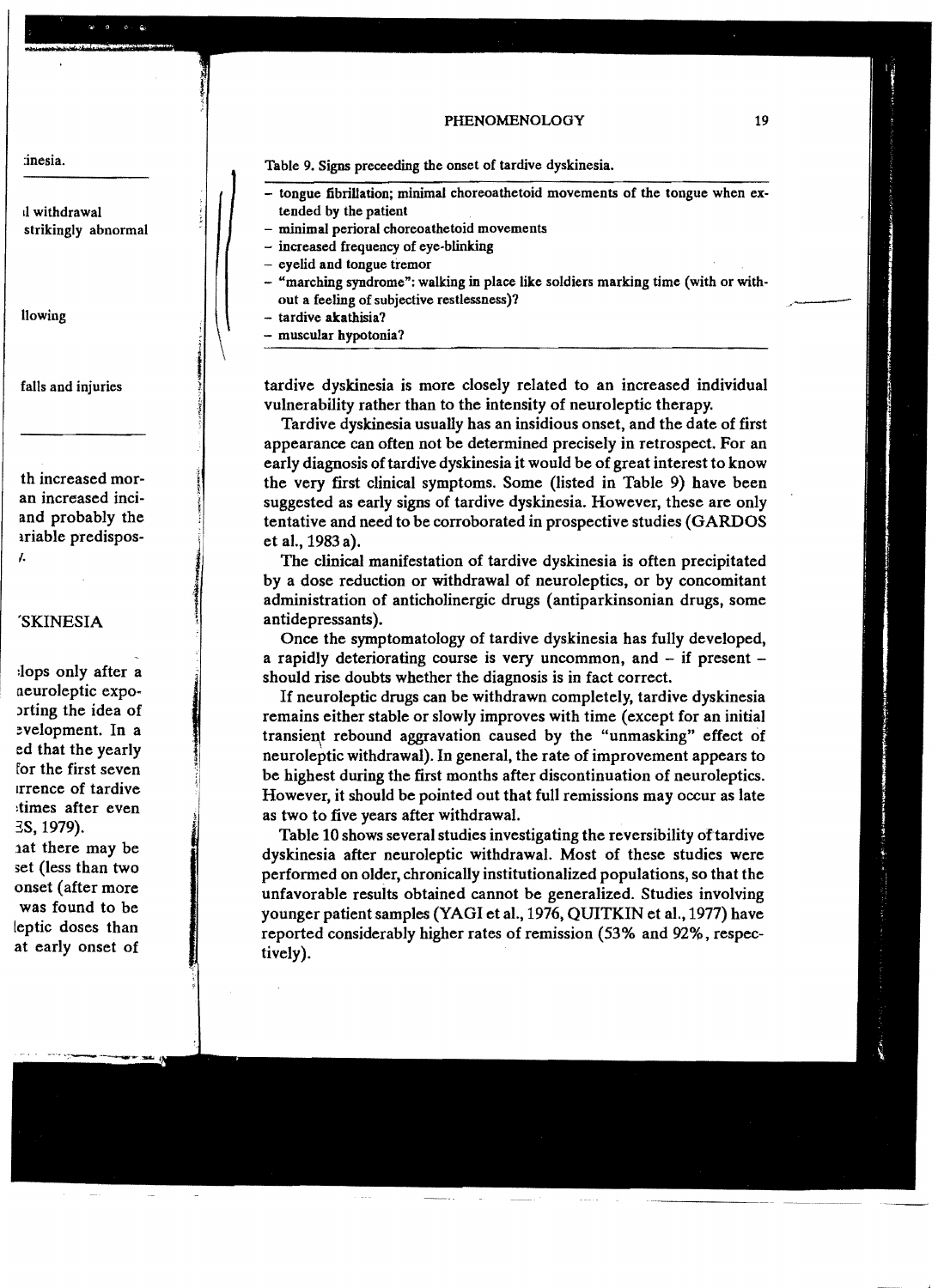Table 9. Signs preceeding the onset of tardive dyskinesia.

- tongue fibrillation; minimal choreoathetoid movements of the tongue when extended by the patient
- minimal perioral choreoathetoid movements
- increased frequency of eye-blinking
- eyelid and tongue tremor
- "marching syndrome": walking in place like soldiers marking time (with or without a feeling of subjective restlessness)?
- tardive akathisia?
- muscular hypotonia?

tardive dyskinesia is more closely related to an increased individual vulnerability rather than to the intensity of neuroleptic therapy.

Tardive dyskinesia usually has an insidious onset, and the date of first appearance can often not be determined precisely in retrospect. For an early diagnosis of tardive dyskinesia it would be of great interest to know the very first clinical symptoms. Some (listed in Table 9) have been suggested as early signs of tardive dyskinesia. However, these are only tentative and need to be corroborated in prospective studies (GARDOS et al., 1983 a).

The clinical manifestation of tardive dyskinesia is often precipitated by a dose reduction or withdrawal of neuroleptics, or by concomitant administration of anticholinergic drugs (antiparkinsonian drugs, some antidepressants).

Once the symptomatology of tardive dyskinesia has fully developed, a rapidly deteriorating course is very uncommon, and – if present – should rise doubts whether the diagnosis is in fact correct.

If neuroleptic drugs can be withdrawn completely, tardive dyskinesia remains either stable or slowly improves with time (except for an initial transient rebound aggravation caused by the "unmasking" effect of neuroleptic withdrawal). In general, the rate of improvement appears to be highest during the first months after discontinuation of neuroleptics. However, it should be pointed out that full remissions may occur as late as two to five years after withdrawal.

Table 10 shows several studies investigating the reversibility of tardive dyskinesia after neuroleptic withdrawal. Most of these studies were performed on older, chronically institutionalized populations, so that the unfavorable results obtained cannot be generalized. Studies involving younger patient samples (YAGI et al., 1976, QUITKIN et al., 1977) have reported considerably higher rates of remission (53% and 92%, respectively).